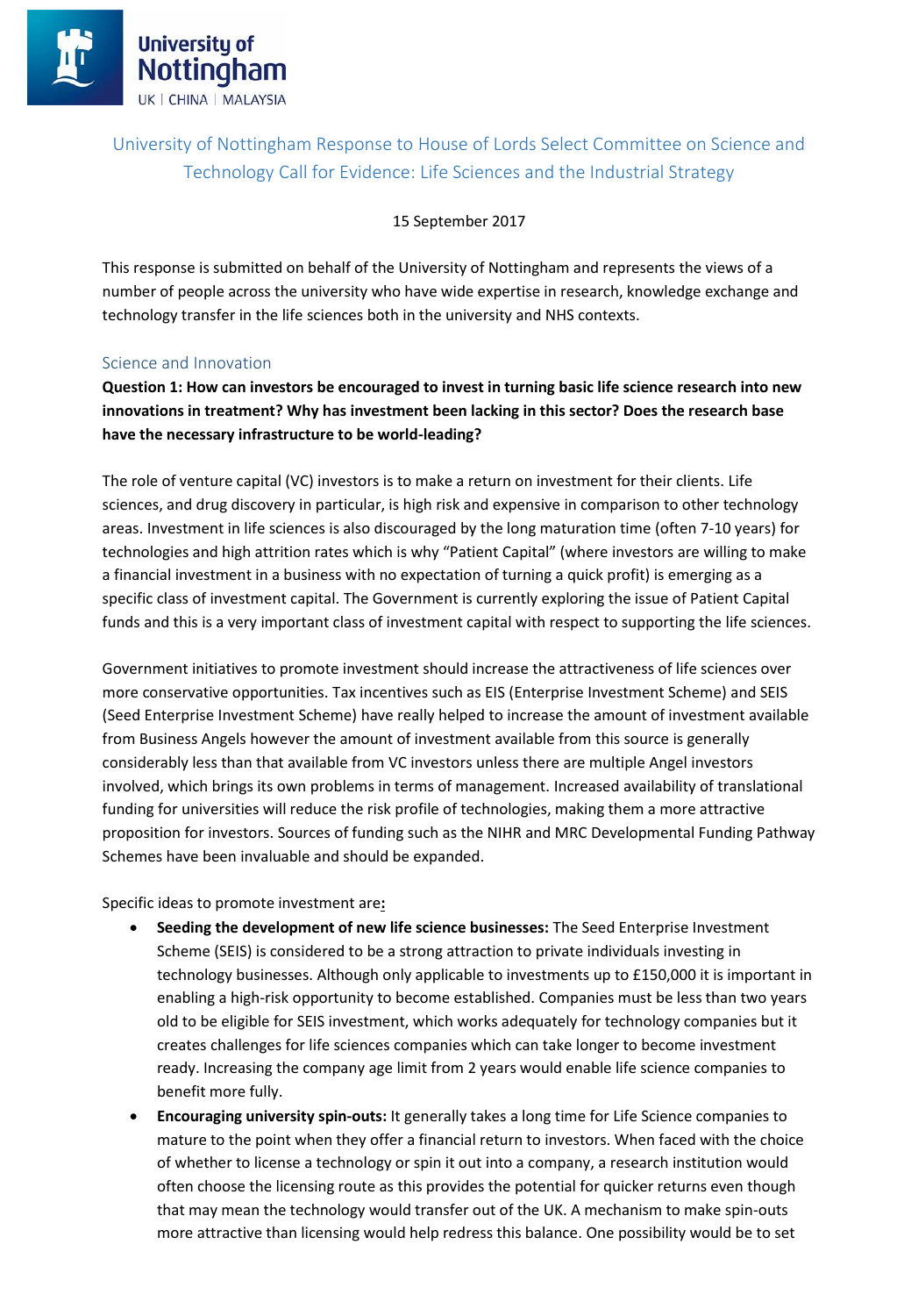# University of Nottingham Response to House of Lords Select Committee on Science and Technology Call for Evidence: Life Sciences and the Industrial Strategy

15 September 2017

This response is submitted on behalf of the University of Nottingham and represents the views of a number of people across the university who have wide expertise in research, knowledge exchange and technology transfer in the life sciences both in the university and NHS contexts.

## Science and Innovation

**Question 1: How can investors be encouraged to invest in turning basic life science research into new innovations in treatment? Why has investment been lacking in this sector? Does the research base have the necessary infrastructure to be world-leading?**

The role of venture capital (VC) investors is to make a return on investment for their clients. Life sciences, and drug discovery in particular, is high risk and expensive in comparison to other technology areas. Investment in life sciences is also discouraged by the long maturation time (often 7-10 years) for technologies and high attrition rates which is why "Patient Capital" (where investors are willing to make a financial investment in a business with no expectation of turning a quick profit) is emerging as a specific class of investment capital. The Government is currently exploring the issue of Patient Capital funds and this is a very important class of investment capital with respect to supporting the life sciences.

Government initiatives to promote investment should increase the attractiveness of life sciences over more conservative opportunities. Tax incentives such as EIS (Enterprise Investment Scheme) and SEIS (Seed Enterprise Investment Scheme) have really helped to increase the amount of investment available from Business Angels however the amount of investment available from this source is generally considerably less than that available from VC investors unless there are multiple Angel investors involved, which brings its own problems in terms of management. Increased availability of translational funding for universities will reduce the risk profile of technologies, making them a more attractive proposition for investors. Sources of funding such as the NIHR and MRC Developmental Funding Pathway Schemes have been invaluable and should be expanded.

Specific ideas to promote investment are**:**

- **Seeding the development of new life science businesses:** The Seed Enterprise Investment Scheme (SEIS) is considered to be a strong attraction to private individuals investing in technology businesses. Although only applicable to investments up to £150,000 it is important in enabling a high-risk opportunity to become established. Companies must be less than two years old to be eligible for SEIS investment, which works adequately for technology companies but it creates challenges for life sciences companies which can take longer to become investment ready. Increasing the company age limit from 2 years would enable life science companies to benefit more fully.
- **Encouraging university spin-outs:** It generally takes a long time for Life Science companies to mature to the point when they offer a financial return to investors. When faced with the choice of whether to license a technology or spin it out into a company, a research institution would often choose the licensing route as this provides the potential for quicker returns even though that may mean the technology would transfer out of the UK. A mechanism to make spin-outs more attractive than licensing would help redress this balance. One possibility would be to set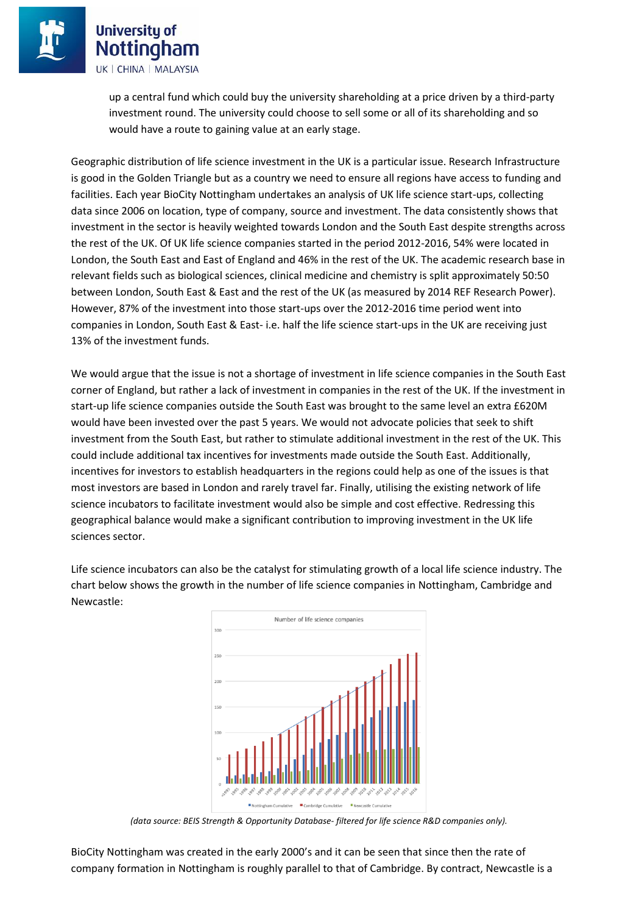up a central fund which could buy the university shareholding at a price driven by a third-party investment round. The university could choose to sell some or all of its shareholding and so would have a route to gaining value at an early stage.

Geographic distribution of life science investment in the UK is a particular issue. Research Infrastructure is good in the Golden Triangle but as a country we need to ensure all regions have access to funding and facilities. Each year BioCity Nottingham undertakes an analysis of UK life science start-ups, collecting data since 2006 on location, type of company, source and investment. The data consistently shows that investment in the sector is heavily weighted towards London and the South East despite strengths across the rest of the UK. Of UK life science companies started in the period 2012-2016, 54% were located in London, the South East and East of England and 46% in the rest of the UK. The academic research base in relevant fields such as biological sciences, clinical medicine and chemistry is split approximately 50:50 between London, South East & East and the rest of the UK (as measured by 2014 REF Research Power). However, 87% of the investment into those start-ups over the 2012-2016 time period went into companies in London, South East & East- i.e. half the life science start-ups in the UK are receiving just 13% of the investment funds.

We would argue that the issue is not a shortage of investment in life science companies in the South East corner of England, but rather a lack of investment in companies in the rest of the UK. If the investment in start-up life science companies outside the South East was brought to the same level an extra £620M would have been invested over the past 5 years. We would not advocate policies that seek to shift investment from the South East, but rather to stimulate additional investment in the rest of the UK. This could include additional tax incentives for investments made outside the South East. Additionally, incentives for investors to establish headquarters in the regions could help as one of the issues is that most investors are based in London and rarely travel far. Finally, utilising the existing network of life science incubators to facilitate investment would also be simple and cost effective. Redressing this geographical balance would make a significant contribution to improving investment in the UK life sciences sector.

Life science incubators can also be the catalyst for stimulating growth of a local life science industry. The chart below shows the growth in the number of life science companies in Nottingham, Cambridge and Newcastle:

*(data source: BEIS Strength & Opportunity Database- filtered for life science R&D companies only).*

BioCity Nottingham was created in the early 2000's and it can be seen that since then the rate of company formation in Nottingham is roughly parallel to that of Cambridge. By contract, Newcastle is a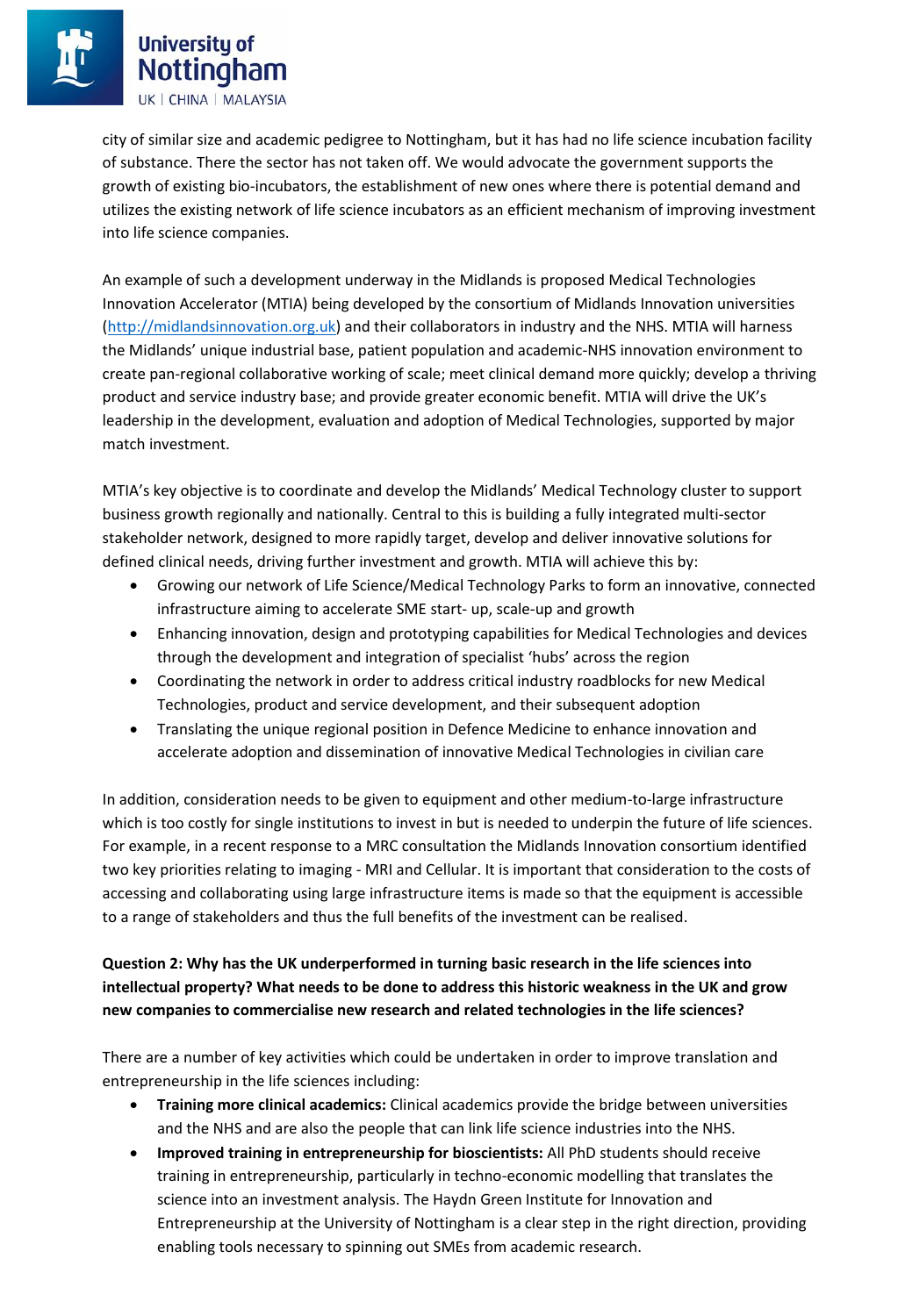city of similar size and academic pedigree to Nottingham, but it has had no life science incubation facility of substance. There the sector has not taken off. We would advocate the government supports the growth of existing bio-incubators, the establishment of new ones where there is potential demand and utilizes the existing network of life science incubators as an efficient mechanism of improving investment into life science companies.

An example of such a development underway in the Midlands is proposed Medical Technologies Innovation Accelerator (MTIA) being developed by the consortium of Midlands Innovation universities (http://midlandsinnovation.org.uk) and their collaborators in industry and the NHS. MTIA will harness the Midlands' unique industrial base, patient population and academic-NHS innovation environment to create pan-regional collaborative working of scale; meet clinical demand more quickly; develop a thriving product and service industry base; and provide greater economic benefit. MTIA will drive the UK's leadership in the development, evaluation and adoption of Medical Technologies, supported by major match investment.

MTIA's key objective is to coordinate and develop the Midlands' Medical Technology cluster to support business growth regionally and nationally. Central to this is building a fully integrated multi-sector stakeholder network, designed to more rapidly target, develop and deliver innovative solutions for defined clinical needs, driving further investment and growth. MTIA will achieve this by:

- Growing our network of Life Science/Medical Technology Parks to form an innovative, connected infrastructure aiming to accelerate SME start- up, scale-up and growth
- Enhancing innovation, design and prototyping capabilities for Medical Technologies and devices through the development and integration of specialist 'hubs' across the region
- Coordinating the network in order to address critical industry roadblocks for new Medical Technologies, product and service development, and their subsequent adoption
- Translating the unique regional position in Defence Medicine to enhance innovation and accelerate adoption and dissemination of innovative Medical Technologies in civilian care

In addition, consideration needs to be given to equipment and other medium-to-large infrastructure which is too costly for single institutions to invest in but is needed to underpin the future of life sciences. For example, in a recent response to a MRC consultation the Midlands Innovation consortium identified two key priorities relating to imaging - MRI and Cellular. It is important that consideration to the costs of accessing and collaborating using large infrastructure items is made so that the equipment is accessible to a range of stakeholders and thus the full benefits of the investment can be realised.

**Question 2: Why has the UK underperformed in turning basic research in the life sciences into intellectual property? What needs to be done to address this historic weakness in the UK and grow new companies to commercialise new research and related technologies in the life sciences?**

There are a number of key activities which could be undertaken in order to improve translation and entrepreneurship in the life sciences including:

- **Training more clinical academics:** Clinical academics provide the bridge between universities and the NHS and are also the people that can link life science industries into the NHS.
- **Improved training in entrepreneurship for bioscientists:** All PhD students should receive training in entrepreneurship, particularly in techno-economic modelling that translates the science into an investment analysis. The Haydn Green Institute for Innovation and Entrepreneurship at the University of Nottingham is a clear step in the right direction, providing enabling tools necessary to spinning out SMEs from academic research.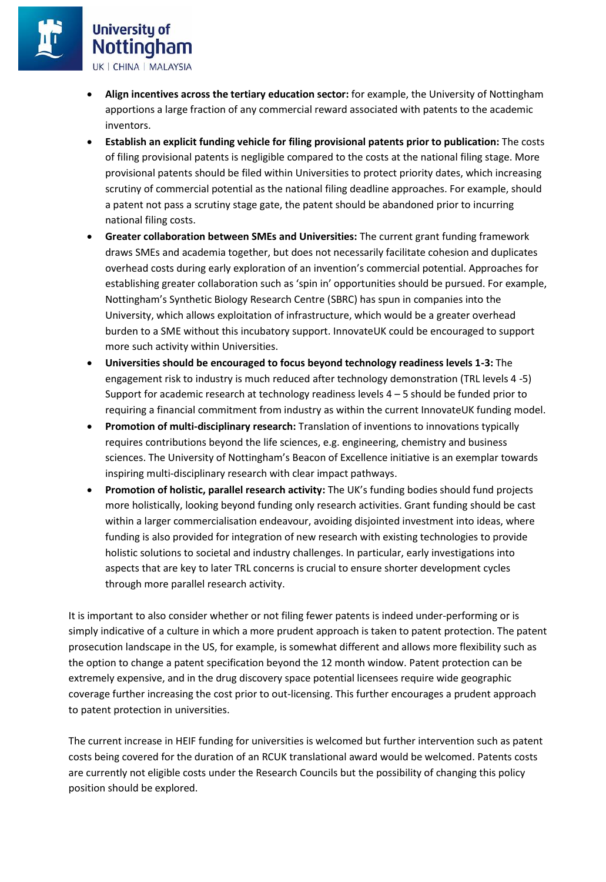- **Align incentives across the tertiary education sector:** for example, the University of Nottingham apportions a large fraction of any commercial reward associated with patents to the academic inventors.
- **Establish an explicit funding vehicle for filing provisional patents prior to publication:** The costs of filing provisional patents is negligible compared to the costs at the national filing stage. More provisional patents should be filed within Universities to protect priority dates, which increasing scrutiny of commercial potential as the national filing deadline approaches. For example, should a patent not pass a scrutiny stage gate, the patent should be abandoned prior to incurring national filing costs.
- **Greater collaboration between SMEs and Universities:** The current grant funding framework draws SMEs and academia together, but does not necessarily facilitate cohesion and duplicates overhead costs during early exploration of an invention's commercial potential. Approaches for establishing greater collaboration such as 'spin in' opportunities should be pursued. For example, Nottingham's Synthetic Biology Research Centre (SBRC) has spun in companies into the University, which allows exploitation of infrastructure, which would be a greater overhead burden to a SME without this incubatory support. InnovateUK could be encouraged to support more such activity within Universities.
- **Universities should be encouraged to focus beyond technology readiness levels 1-3:** The engagement risk to industry is much reduced after technology demonstration (TRL levels 4 -5) Support for academic research at technology readiness levels 4 – 5 should be funded prior to requiring a financial commitment from industry as within the current InnovateUK funding model.
- **Promotion of multi-disciplinary research:** Translation of inventions to innovations typically requires contributions beyond the life sciences, e.g. engineering, chemistry and business sciences. The University of Nottingham's Beacon of Excellence initiative is an exemplar towards inspiring multi-disciplinary research with clear impact pathways.
- **Promotion of holistic, parallel research activity:** The UK's funding bodies should fund projects more holistically, looking beyond funding only research activities. Grant funding should be cast within a larger commercialisation endeavour, avoiding disjointed investment into ideas, where funding is also provided for integration of new research with existing technologies to provide holistic solutions to societal and industry challenges. In particular, early investigations into aspects that are key to later TRL concerns is crucial to ensure shorter development cycles through more parallel research activity.

It is important to also consider whether or not filing fewer patents is indeed under-performing or is simply indicative of a culture in which a more prudent approach is taken to patent protection. The patent prosecution landscape in the US, for example, is somewhat different and allows more flexibility such as the option to change a patent specification beyond the 12 month window. Patent protection can be extremely expensive, and in the drug discovery space potential licensees require wide geographic coverage further increasing the cost prior to out-licensing. This further encourages a prudent approach to patent protection in universities.

The current increase in HEIF funding for universities is welcomed but further intervention such as patent costs being covered for the duration of an RCUK translational award would be welcomed. Patents costs are currently not eligible costs under the Research Councils but the possibility of changing this policy position should be explored.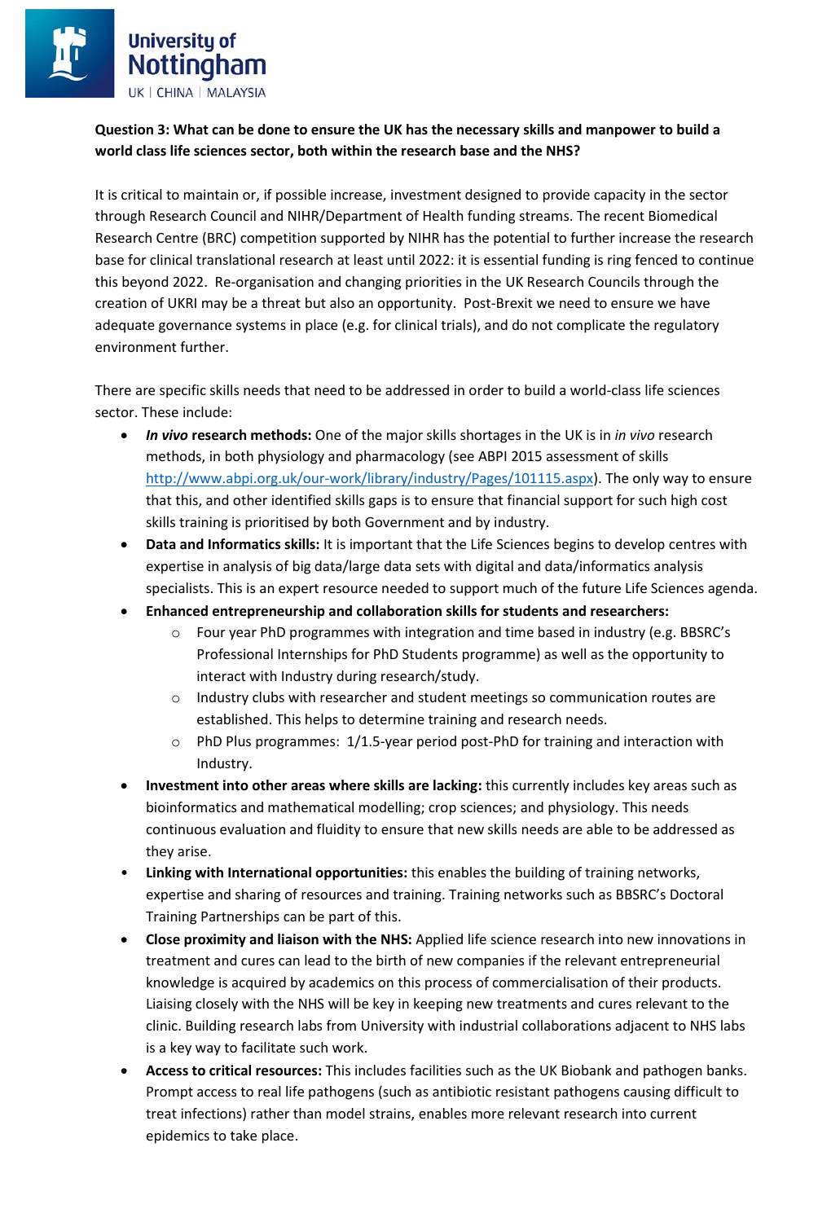**Question 3: What can be done to ensure the UK has the necessary skills and manpower to build a world class life sciences sector, both within the research base and the NHS?**

It is critical to maintain or, if possible increase, investment designed to provide capacity in the sector through Research Council and NIHR/Department of Health funding streams. The recent Biomedical Research Centre (BRC) competition supported by NIHR has the potential to further increase the research base for clinical translational research at least until 2022: it is essential funding is ring fenced to continue this beyond 2022. Re-organisation and changing priorities in the UK Research Councils through the creation of UKRI may be a threat but also an opportunity. Post-Brexit we need to ensure we have adequate governance systems in place (e.g. for clinical trials), and do not complicate the regulatory environment further.

There are specific skills needs that need to be addressed in order to build a world-class life sciences sector. These include:

- ***In vivo* research methods:** One of the major skills shortages in the UK is in *in vivo* research methods, in both physiology and pharmacology (see ABPI 2015 assessment of skills http://www.abpi.org.uk/our-work/library/industry/Pages/101115.aspx). The only way to ensure that this, and other identified skills gaps is to ensure that financial support for such high cost skills training is prioritised by both Government and by industry.
- **Data and Informatics skills:** It is important that the Life Sciences begins to develop centres with expertise in analysis of big data/large data sets with digital and data/informatics analysis specialists. This is an expert resource needed to support much of the future Life Sciences agenda.
- **Enhanced entrepreneurship and collaboration skills for students and researchers:**
  - Four year PhD programmes with integration and time based in industry (e.g. BBSRC's Professional Internships for PhD Students programme) as well as the opportunity to interact with Industry during research/study.
  - Industry clubs with researcher and student meetings so communication routes are established. This helps to determine training and research needs.
  - PhD Plus programmes: 1/1.5-year period post-PhD for training and interaction with Industry.
- **Investment into other areas where skills are lacking:** this currently includes key areas such as bioinformatics and mathematical modelling; crop sciences; and physiology. This needs continuous evaluation and fluidity to ensure that new skills needs are able to be addressed as they arise.
- **Linking with International opportunities:** this enables the building of training networks, expertise and sharing of resources and training. Training networks such as BBSRC's Doctoral Training Partnerships can be part of this.
- **Close proximity and liaison with the NHS:** Applied life science research into new innovations in treatment and cures can lead to the birth of new companies if the relevant entrepreneurial knowledge is acquired by academics on this process of commercialisation of their products. Liaising closely with the NHS will be key in keeping new treatments and cures relevant to the clinic. Building research labs from University with industrial collaborations adjacent to NHS labs is a key way to facilitate such work.
- **Access to critical resources:** This includes facilities such as the UK Biobank and pathogen banks. Prompt access to real life pathogens (such as antibiotic resistant pathogens causing difficult to treat infections) rather than model strains, enables more relevant research into current epidemics to take place.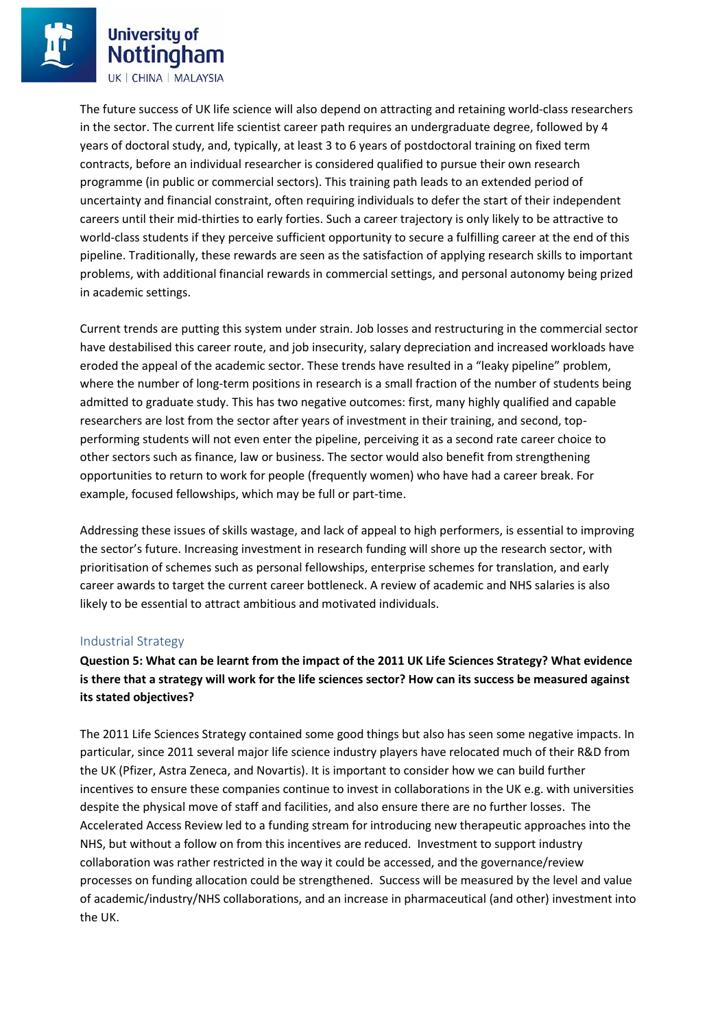The future success of UK life science will also depend on attracting and retaining world-class researchers in the sector. The current life scientist career path requires an undergraduate degree, followed by 4 years of doctoral study, and, typically, at least 3 to 6 years of postdoctoral training on fixed term contracts, before an individual researcher is considered qualified to pursue their own research programme (in public or commercial sectors). This training path leads to an extended period of uncertainty and financial constraint, often requiring individuals to defer the start of their independent careers until their mid-thirties to early forties. Such a career trajectory is only likely to be attractive to world-class students if they perceive sufficient opportunity to secure a fulfilling career at the end of this pipeline. Traditionally, these rewards are seen as the satisfaction of applying research skills to important problems, with additional financial rewards in commercial settings, and personal autonomy being prized in academic settings.

Current trends are putting this system under strain. Job losses and restructuring in the commercial sector have destabilised this career route, and job insecurity, salary depreciation and increased workloads have eroded the appeal of the academic sector. These trends have resulted in a "leaky pipeline" problem, where the number of long-term positions in research is a small fraction of the number of students being admitted to graduate study. This has two negative outcomes: first, many highly qualified and capable researchers are lost from the sector after years of investment in their training, and second, top-performing students will not even enter the pipeline, perceiving it as a second rate career choice to other sectors such as finance, law or business. The sector would also benefit from strengthening opportunities to return to work for people (frequently women) who have had a career break. For example, focused fellowships, which may be full or part-time.

Addressing these issues of skills wastage, and lack of appeal to high performers, is essential to improving the sector's future. Increasing investment in research funding will shore up the research sector, with prioritisation of schemes such as personal fellowships, enterprise schemes for translation, and early career awards to target the current career bottleneck. A review of academic and NHS salaries is also likely to be essential to attract ambitious and motivated individuals.

## Industrial Strategy

**Question 5: What can be learnt from the impact of the 2011 UK Life Sciences Strategy? What evidence is there that a strategy will work for the life sciences sector? How can its success be measured against its stated objectives?**

The 2011 Life Sciences Strategy contained some good things but also has seen some negative impacts. In particular, since 2011 several major life science industry players have relocated much of their R&D from the UK (Pfizer, Astra Zeneca, and Novartis). It is important to consider how we can build further incentives to ensure these companies continue to invest in collaborations in the UK e.g. with universities despite the physical move of staff and facilities, and also ensure there are no further losses. The Accelerated Access Review led to a funding stream for introducing new therapeutic approaches into the NHS, but without a follow on from this incentives are reduced. Investment to support industry collaboration was rather restricted in the way it could be accessed, and the governance/review processes on funding allocation could be strengthened. Success will be measured by the level and value of academic/industry/NHS collaborations, and an increase in pharmaceutical (and other) investment into the UK.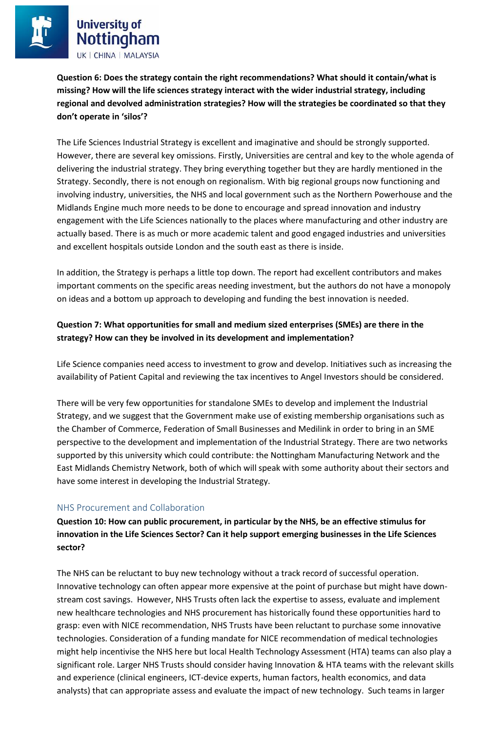**Question 6: Does the strategy contain the right recommendations? What should it contain/what is missing? How will the life sciences strategy interact with the wider industrial strategy, including regional and devolved administration strategies? How will the strategies be coordinated so that they don't operate in 'silos'?**

The Life Sciences Industrial Strategy is excellent and imaginative and should be strongly supported. However, there are several key omissions. Firstly, Universities are central and key to the whole agenda of delivering the industrial strategy. They bring everything together but they are hardly mentioned in the Strategy. Secondly, there is not enough on regionalism. With big regional groups now functioning and involving industry, universities, the NHS and local government such as the Northern Powerhouse and the Midlands Engine much more needs to be done to encourage and spread innovation and industry engagement with the Life Sciences nationally to the places where manufacturing and other industry are actually based. There is as much or more academic talent and good engaged industries and universities and excellent hospitals outside London and the south east as there is inside.

In addition, the Strategy is perhaps a little top down. The report had excellent contributors and makes important comments on the specific areas needing investment, but the authors do not have a monopoly on ideas and a bottom up approach to developing and funding the best innovation is needed.

**Question 7: What opportunities for small and medium sized enterprises (SMEs) are there in the strategy? How can they be involved in its development and implementation?**

Life Science companies need access to investment to grow and develop. Initiatives such as increasing the availability of Patient Capital and reviewing the tax incentives to Angel Investors should be considered.

There will be very few opportunities for standalone SMEs to develop and implement the Industrial Strategy, and we suggest that the Government make use of existing membership organisations such as the Chamber of Commerce, Federation of Small Businesses and Medilink in order to bring in an SME perspective to the development and implementation of the Industrial Strategy. There are two networks supported by this university which could contribute: the Nottingham Manufacturing Network and the East Midlands Chemistry Network, both of which will speak with some authority about their sectors and have some interest in developing the Industrial Strategy.

## NHS Procurement and Collaboration

**Question 10: How can public procurement, in particular by the NHS, be an effective stimulus for innovation in the Life Sciences Sector? Can it help support emerging businesses in the Life Sciences sector?**

The NHS can be reluctant to buy new technology without a track record of successful operation. Innovative technology can often appear more expensive at the point of purchase but might have down-stream cost savings. However, NHS Trusts often lack the expertise to assess, evaluate and implement new healthcare technologies and NHS procurement has historically found these opportunities hard to grasp: even with NICE recommendation, NHS Trusts have been reluctant to purchase some innovative technologies. Consideration of a funding mandate for NICE recommendation of medical technologies might help incentivise the NHS here but local Health Technology Assessment (HTA) teams can also play a significant role. Larger NHS Trusts should consider having Innovation & HTA teams with the relevant skills and experience (clinical engineers, ICT-device experts, human factors, health economics, and data analysts) that can appropriate assess and evaluate the impact of new technology. Such teams in larger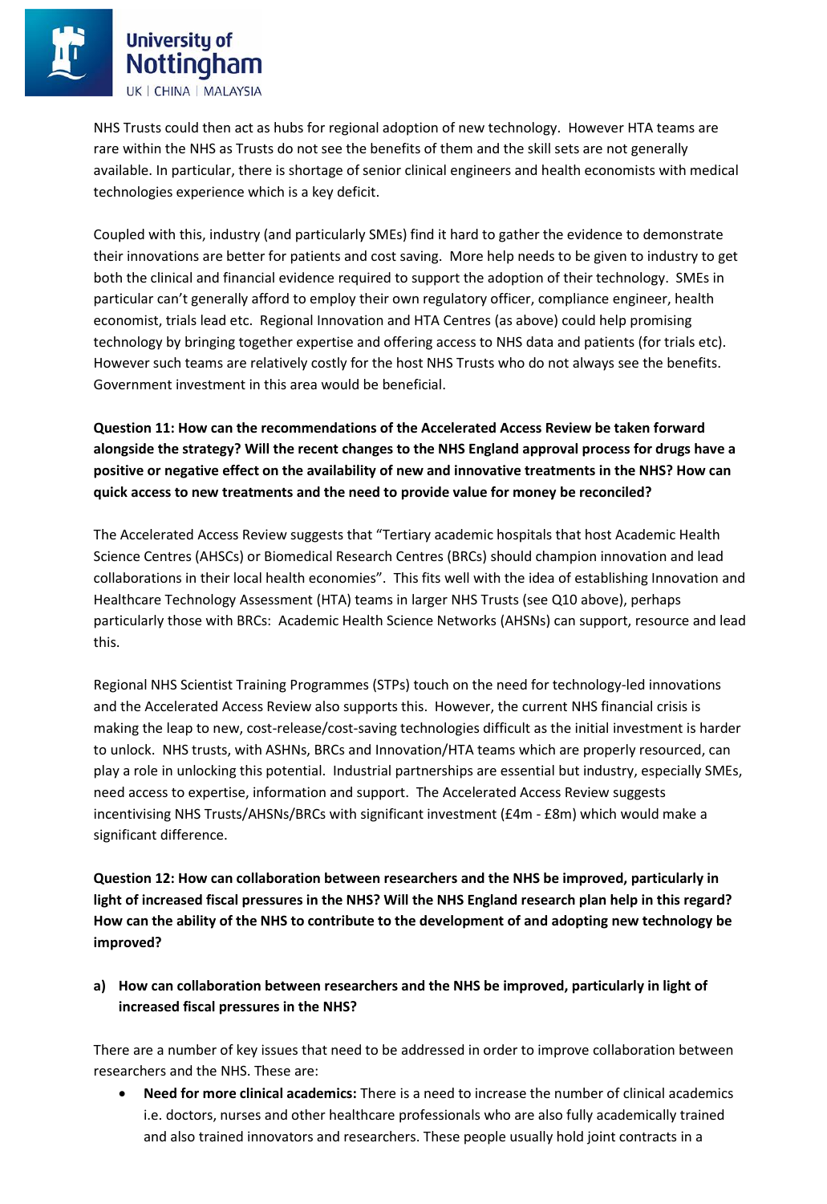NHS Trusts could then act as hubs for regional adoption of new technology. However HTA teams are rare within the NHS as Trusts do not see the benefits of them and the skill sets are not generally available. In particular, there is shortage of senior clinical engineers and health economists with medical technologies experience which is a key deficit.

Coupled with this, industry (and particularly SMEs) find it hard to gather the evidence to demonstrate their innovations are better for patients and cost saving. More help needs to be given to industry to get both the clinical and financial evidence required to support the adoption of their technology. SMEs in particular can't generally afford to employ their own regulatory officer, compliance engineer, health economist, trials lead etc. Regional Innovation and HTA Centres (as above) could help promising technology by bringing together expertise and offering access to NHS data and patients (for trials etc). However such teams are relatively costly for the host NHS Trusts who do not always see the benefits. Government investment in this area would be beneficial.

**Question 11: How can the recommendations of the Accelerated Access Review be taken forward alongside the strategy? Will the recent changes to the NHS England approval process for drugs have a positive or negative effect on the availability of new and innovative treatments in the NHS? How can quick access to new treatments and the need to provide value for money be reconciled?**

The Accelerated Access Review suggests that "Tertiary academic hospitals that host Academic Health Science Centres (AHSCs) or Biomedical Research Centres (BRCs) should champion innovation and lead collaborations in their local health economies". This fits well with the idea of establishing Innovation and Healthcare Technology Assessment (HTA) teams in larger NHS Trusts (see Q10 above), perhaps particularly those with BRCs: Academic Health Science Networks (AHSNs) can support, resource and lead this.

Regional NHS Scientist Training Programmes (STPs) touch on the need for technology-led innovations and the Accelerated Access Review also supports this. However, the current NHS financial crisis is making the leap to new, cost-release/cost-saving technologies difficult as the initial investment is harder to unlock. NHS trusts, with ASHNs, BRCs and Innovation/HTA teams which are properly resourced, can play a role in unlocking this potential. Industrial partnerships are essential but industry, especially SMEs, need access to expertise, information and support. The Accelerated Access Review suggests incentivising NHS Trusts/AHSNs/BRCs with significant investment (£4m - £8m) which would make a significant difference.

**Question 12: How can collaboration between researchers and the NHS be improved, particularly in light of increased fiscal pressures in the NHS? Will the NHS England research plan help in this regard? How can the ability of the NHS to contribute to the development of and adopting new technology be improved?**

**a) How can collaboration between researchers and the NHS be improved, particularly in light of increased fiscal pressures in the NHS?**

There are a number of key issues that need to be addressed in order to improve collaboration between researchers and the NHS. These are:

- **Need for more clinical academics:** There is a need to increase the number of clinical academics i.e. doctors, nurses and other healthcare professionals who are also fully academically trained and also trained innovators and researchers. These people usually hold joint contracts in a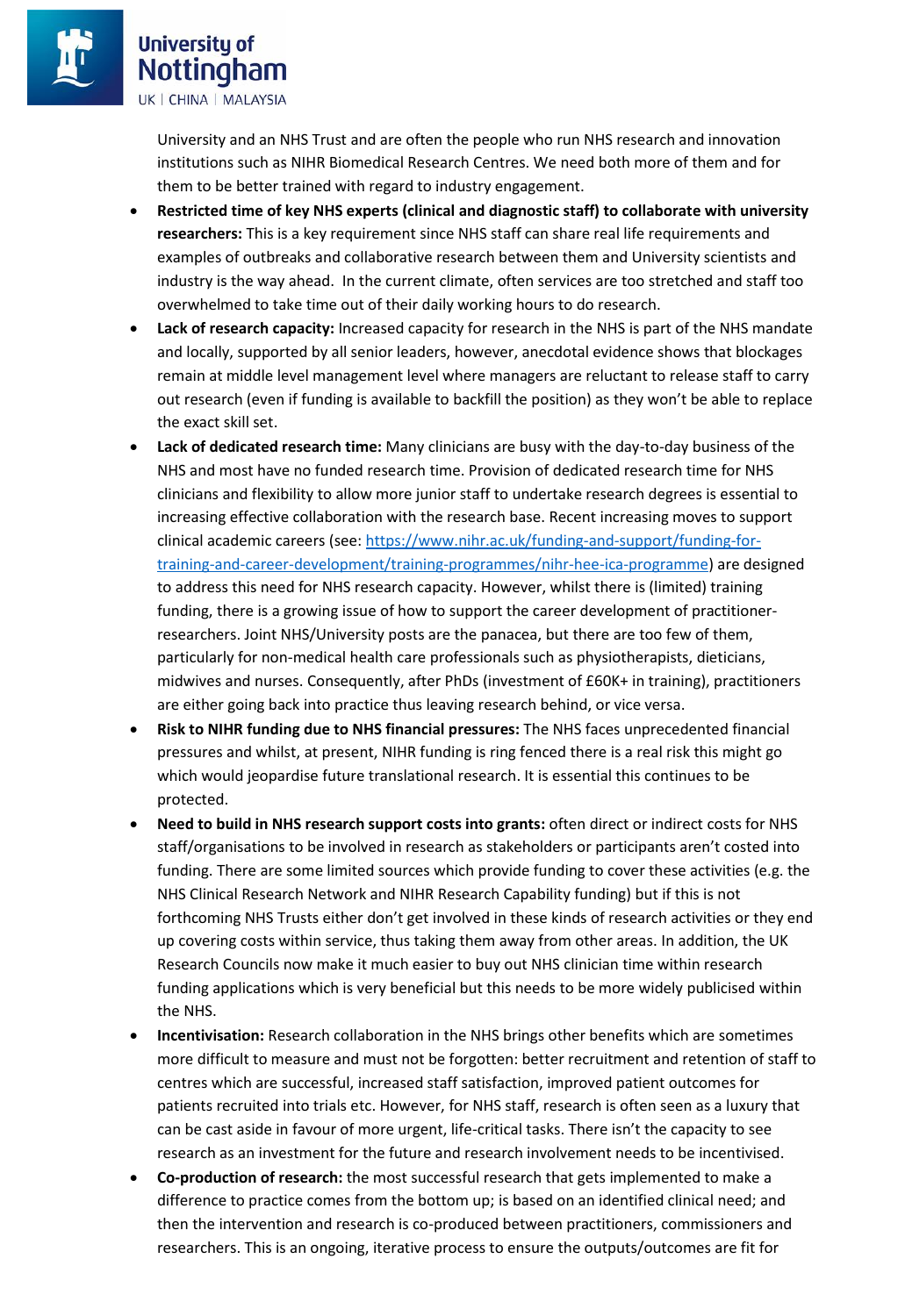University and an NHS Trust and are often the people who run NHS research and innovation institutions such as NIHR Biomedical Research Centres. We need both more of them and for them to be better trained with regard to industry engagement.

- **Restricted time of key NHS experts (clinical and diagnostic staff) to collaborate with university researchers:** This is a key requirement since NHS staff can share real life requirements and examples of outbreaks and collaborative research between them and University scientists and industry is the way ahead. In the current climate, often services are too stretched and staff too overwhelmed to take time out of their daily working hours to do research.
- **Lack of research capacity:** Increased capacity for research in the NHS is part of the NHS mandate and locally, supported by all senior leaders, however, anecdotal evidence shows that blockages remain at middle level management level where managers are reluctant to release staff to carry out research (even if funding is available to backfill the position) as they won't be able to replace the exact skill set.
- **Lack of dedicated research time:** Many clinicians are busy with the day-to-day business of the NHS and most have no funded research time. Provision of dedicated research time for NHS clinicians and flexibility to allow more junior staff to undertake research degrees is essential to increasing effective collaboration with the research base. Recent increasing moves to support clinical academic careers (see: [https://www.nihr.ac.uk/funding-and-support/funding-for-training-and-career-development/training-programmes/nihr-hee-ica-programme](https://www.nihr.ac.uk/funding-and-support/funding-for-training-and-career-development/training-programmes/nihr-hee-ica-programme)) are designed to address this need for NHS research capacity. However, whilst there is (limited) training funding, there is a growing issue of how to support the career development of practitioner-researchers. Joint NHS/University posts are the panacea, but there are too few of them, particularly for non-medical health care professionals such as physiotherapists, dieticians, midwives and nurses. Consequently, after PhDs (investment of £60K+ in training), practitioners are either going back into practice thus leaving research behind, or vice versa.
- **Risk to NIHR funding due to NHS financial pressures:** The NHS faces unprecedented financial pressures and whilst, at present, NIHR funding is ring fenced there is a real risk this might go which would jeopardise future translational research. It is essential this continues to be protected.
- **Need to build in NHS research support costs into grants:** often direct or indirect costs for NHS staff/organisations to be involved in research as stakeholders or participants aren't costed into funding. There are some limited sources which provide funding to cover these activities (e.g. the NHS Clinical Research Network and NIHR Research Capability funding) but if this is not forthcoming NHS Trusts either don't get involved in these kinds of research activities or they end up covering costs within service, thus taking them away from other areas. In addition, the UK Research Councils now make it much easier to buy out NHS clinician time within research funding applications which is very beneficial but this needs to be more widely publicised within the NHS.
- **Incentivisation:** Research collaboration in the NHS brings other benefits which are sometimes more difficult to measure and must not be forgotten: better recruitment and retention of staff to centres which are successful, increased staff satisfaction, improved patient outcomes for patients recruited into trials etc. However, for NHS staff, research is often seen as a luxury that can be cast aside in favour of more urgent, life-critical tasks. There isn't the capacity to see research as an investment for the future and research involvement needs to be incentivised.
- **Co-production of research:** the most successful research that gets implemented to make a difference to practice comes from the bottom up; is based on an identified clinical need; and then the intervention and research is co-produced between practitioners, commissioners and researchers. This is an ongoing, iterative process to ensure the outputs/outcomes are fit for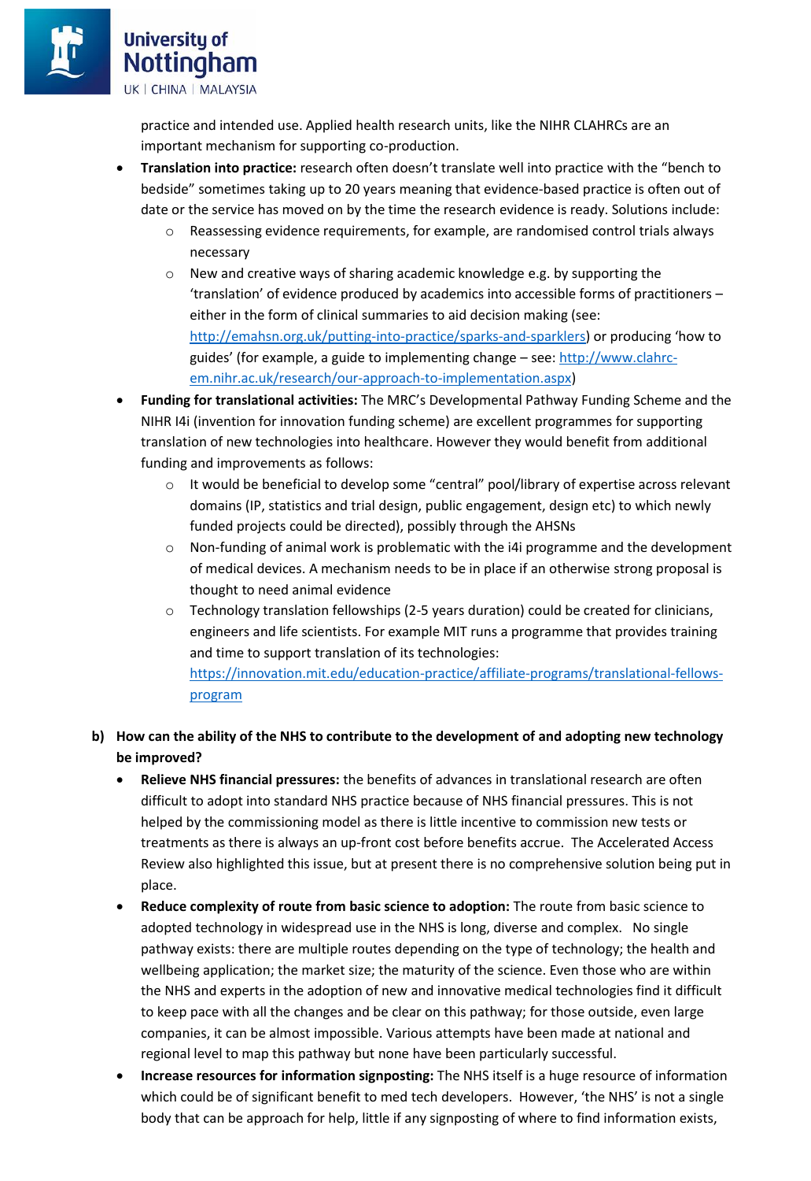practice and intended use. Applied health research units, like the NIHR CLAHRCs are an important mechanism for supporting co-production.

- **Translation into practice:** research often doesn't translate well into practice with the "bench to bedside" sometimes taking up to 20 years meaning that evidence-based practice is often out of date or the service has moved on by the time the research evidence is ready. Solutions include:
    - Reassessing evidence requirements, for example, are randomised control trials always necessary
    - New and creative ways of sharing academic knowledge e.g. by supporting the 'translation' of evidence produced by academics into accessible forms of practitioners – either in the form of clinical summaries to aid decision making (see: http://emahsn.org.uk/putting-into-practice/sparks-and-sparklers) or producing 'how to guides' (for example, a guide to implementing change – see: http://www.clahrc-em.nihr.ac.uk/research/our-approach-to-implementation.aspx)
- **Funding for translational activities:** The MRC's Developmental Pathway Funding Scheme and the NIHR I4i (invention for innovation funding scheme) are excellent programmes for supporting translation of new technologies into healthcare. However they would benefit from additional funding and improvements as follows:
    - It would be beneficial to develop some "central" pool/library of expertise across relevant domains (IP, statistics and trial design, public engagement, design etc) to which newly funded projects could be directed), possibly through the AHSNs
    - Non-funding of animal work is problematic with the i4i programme and the development of medical devices. A mechanism needs to be in place if an otherwise strong proposal is thought to need animal evidence
    - Technology translation fellowships (2-5 years duration) could be created for clinicians, engineers and life scientists. For example MIT runs a programme that provides training and time to support translation of its technologies: https://innovation.mit.edu/education-practice/affiliate-programs/translational-fellows-program

**b) How can the ability of the NHS to contribute to the development of and adopting new technology be improved?**

- **Relieve NHS financial pressures:** the benefits of advances in translational research are often difficult to adopt into standard NHS practice because of NHS financial pressures. This is not helped by the commissioning model as there is little incentive to commission new tests or treatments as there is always an up-front cost before benefits accrue. The Accelerated Access Review also highlighted this issue, but at present there is no comprehensive solution being put in place.
- **Reduce complexity of route from basic science to adoption:** The route from basic science to adopted technology in widespread use in the NHS is long, diverse and complex. No single pathway exists: there are multiple routes depending on the type of technology; the health and wellbeing application; the market size; the maturity of the science. Even those who are within the NHS and experts in the adoption of new and innovative medical technologies find it difficult to keep pace with all the changes and be clear on this pathway; for those outside, even large companies, it can be almost impossible. Various attempts have been made at national and regional level to map this pathway but none have been particularly successful.
- **Increase resources for information signposting:** The NHS itself is a huge resource of information which could be of significant benefit to med tech developers. However, 'the NHS' is not a single body that can be approach for help, little if any signposting of where to find information exists,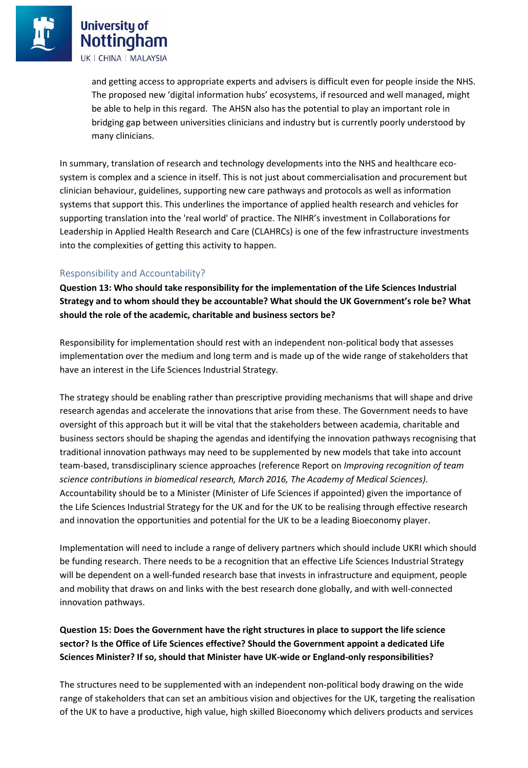and getting access to appropriate experts and advisers is difficult even for people inside the NHS. The proposed new 'digital information hubs' ecosystems, if resourced and well managed, might be able to help in this regard. The AHSN also has the potential to play an important role in bridging gap between universities clinicians and industry but is currently poorly understood by many clinicians.

In summary, translation of research and technology developments into the NHS and healthcare eco-system is complex and a science in itself. This is not just about commercialisation and procurement but clinician behaviour, guidelines, supporting new care pathways and protocols as well as information systems that support this. This underlines the importance of applied health research and vehicles for supporting translation into the 'real world' of practice. The NIHR's investment in Collaborations for Leadership in Applied Health Research and Care (CLAHRCs) is one of the few infrastructure investments into the complexities of getting this activity to happen.

## Responsibility and Accountability?

**Question 13: Who should take responsibility for the implementation of the Life Sciences Industrial Strategy and to whom should they be accountable? What should the UK Government's role be? What should the role of the academic, charitable and business sectors be?**

Responsibility for implementation should rest with an independent non-political body that assesses implementation over the medium and long term and is made up of the wide range of stakeholders that have an interest in the Life Sciences Industrial Strategy.

The strategy should be enabling rather than prescriptive providing mechanisms that will shape and drive research agendas and accelerate the innovations that arise from these. The Government needs to have oversight of this approach but it will be vital that the stakeholders between academia, charitable and business sectors should be shaping the agendas and identifying the innovation pathways recognising that traditional innovation pathways may need to be supplemented by new models that take into account team-based, transdisciplinary science approaches (reference Report on *Improving recognition of team science contributions in biomedical research, March 2016, The Academy of Medical Sciences)*. Accountability should be to a Minister (Minister of Life Sciences if appointed) given the importance of the Life Sciences Industrial Strategy for the UK and for the UK to be realising through effective research and innovation the opportunities and potential for the UK to be a leading Bioeconomy player.

Implementation will need to include a range of delivery partners which should include UKRI which should be funding research. There needs to be a recognition that an effective Life Sciences Industrial Strategy will be dependent on a well-funded research base that invests in infrastructure and equipment, people and mobility that draws on and links with the best research done globally, and with well-connected innovation pathways.

**Question 15: Does the Government have the right structures in place to support the life science sector? Is the Office of Life Sciences effective? Should the Government appoint a dedicated Life Sciences Minister? If so, should that Minister have UK-wide or England-only responsibilities?**

The structures need to be supplemented with an independent non-political body drawing on the wide range of stakeholders that can set an ambitious vision and objectives for the UK, targeting the realisation of the UK to have a productive, high value, high skilled Bioeconomy which delivers products and services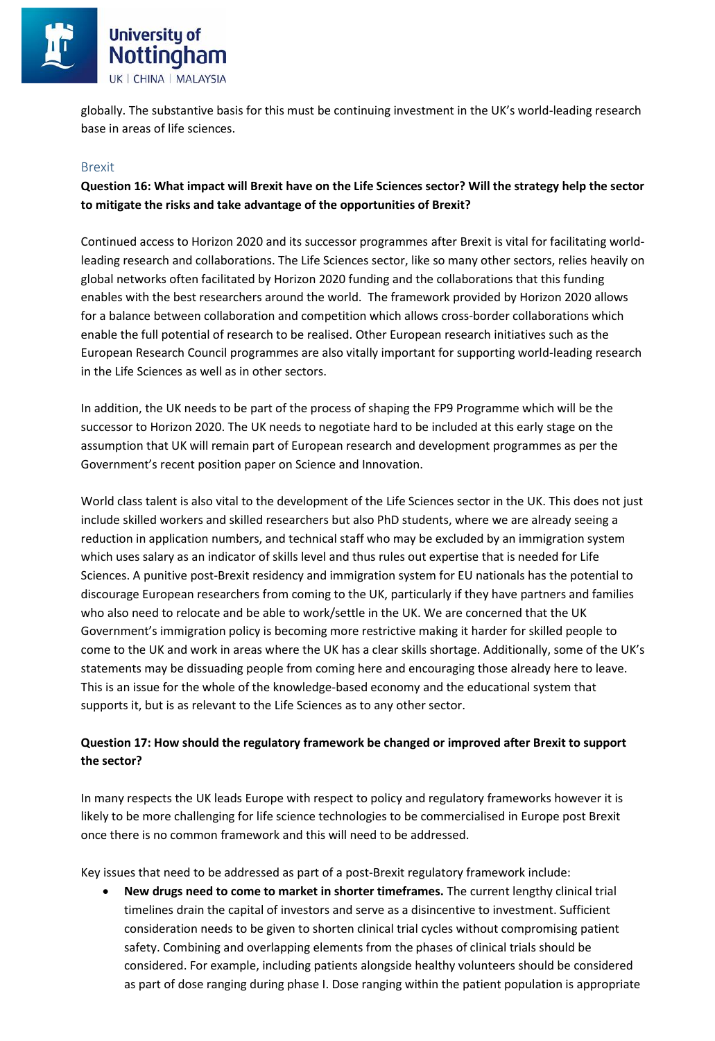globally. The substantive basis for this must be continuing investment in the UK's world-leading research base in areas of life sciences.

## Brexit

**Question 16: What impact will Brexit have on the Life Sciences sector? Will the strategy help the sector to mitigate the risks and take advantage of the opportunities of Brexit?**

Continued access to Horizon 2020 and its successor programmes after Brexit is vital for facilitating world-leading research and collaborations. The Life Sciences sector, like so many other sectors, relies heavily on global networks often facilitated by Horizon 2020 funding and the collaborations that this funding enables with the best researchers around the world. The framework provided by Horizon 2020 allows for a balance between collaboration and competition which allows cross-border collaborations which enable the full potential of research to be realised. Other European research initiatives such as the European Research Council programmes are also vitally important for supporting world-leading research in the Life Sciences as well as in other sectors.

In addition, the UK needs to be part of the process of shaping the FP9 Programme which will be the successor to Horizon 2020. The UK needs to negotiate hard to be included at this early stage on the assumption that UK will remain part of European research and development programmes as per the Government's recent position paper on Science and Innovation.

World class talent is also vital to the development of the Life Sciences sector in the UK. This does not just include skilled workers and skilled researchers but also PhD students, where we are already seeing a reduction in application numbers, and technical staff who may be excluded by an immigration system which uses salary as an indicator of skills level and thus rules out expertise that is needed for Life Sciences. A punitive post-Brexit residency and immigration system for EU nationals has the potential to discourage European researchers from coming to the UK, particularly if they have partners and families who also need to relocate and be able to work/settle in the UK. We are concerned that the UK Government's immigration policy is becoming more restrictive making it harder for skilled people to come to the UK and work in areas where the UK has a clear skills shortage. Additionally, some of the UK's statements may be dissuading people from coming here and encouraging those already here to leave. This is an issue for the whole of the knowledge-based economy and the educational system that supports it, but is as relevant to the Life Sciences as to any other sector.

**Question 17: How should the regulatory framework be changed or improved after Brexit to support the sector?**

In many respects the UK leads Europe with respect to policy and regulatory frameworks however it is likely to be more challenging for life science technologies to be commercialised in Europe post Brexit once there is no common framework and this will need to be addressed.

Key issues that need to be addressed as part of a post-Brexit regulatory framework include:

- **New drugs need to come to market in shorter timeframes.** The current lengthy clinical trial timelines drain the capital of investors and serve as a disincentive to investment. Sufficient consideration needs to be given to shorten clinical trial cycles without compromising patient safety. Combining and overlapping elements from the phases of clinical trials should be considered. For example, including patients alongside healthy volunteers should be considered as part of dose ranging during phase I. Dose ranging within the patient population is appropriate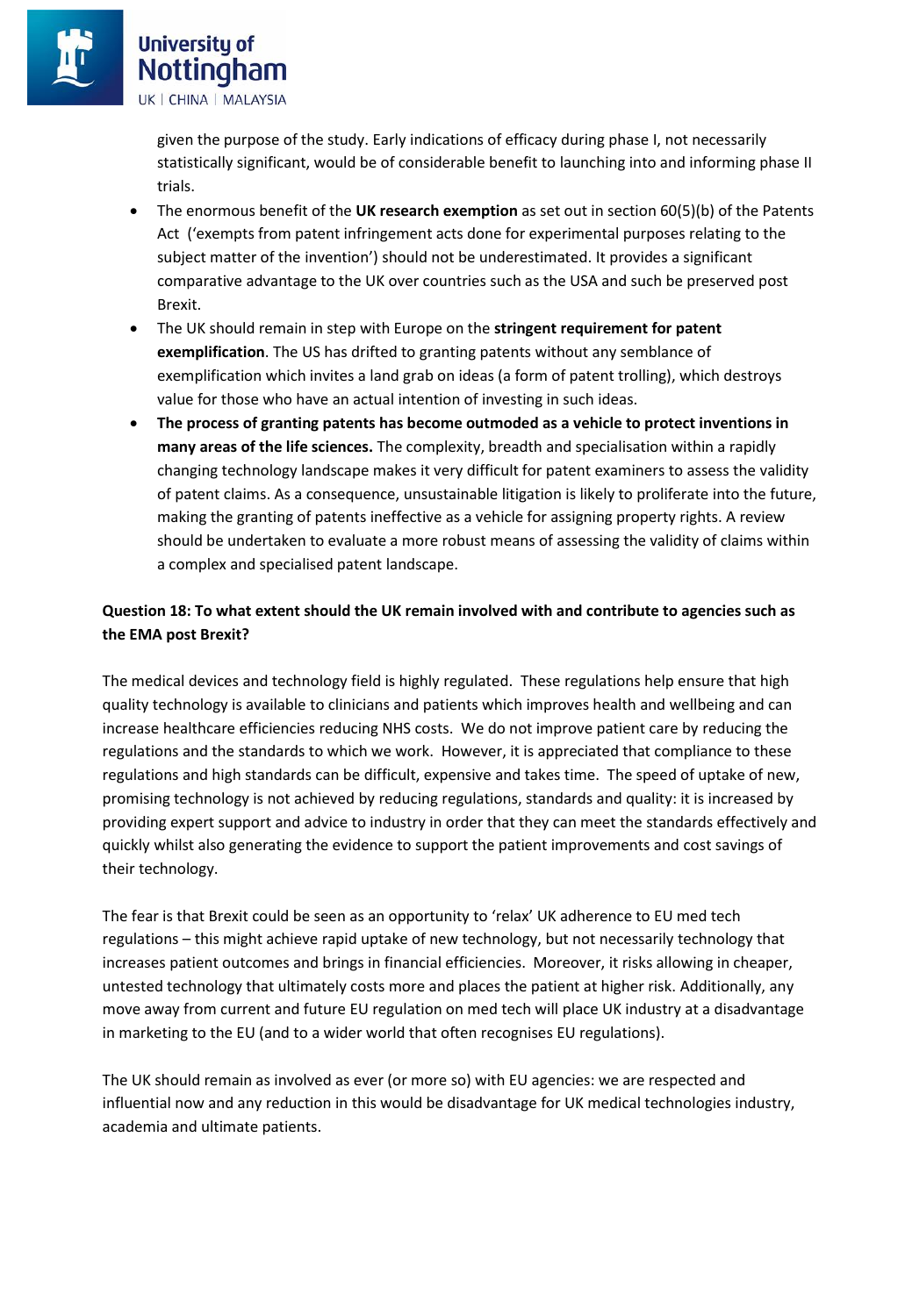given the purpose of the study. Early indications of efficacy during phase I, not necessarily statistically significant, would be of considerable benefit to launching into and informing phase II trials.

- The enormous benefit of the **UK research exemption** as set out in section 60(5)(b) of the Patents Act ('exempts from patent infringement acts done for experimental purposes relating to the subject matter of the invention') should not be underestimated. It provides a significant comparative advantage to the UK over countries such as the USA and such be preserved post Brexit.
- The UK should remain in step with Europe on the **stringent requirement for patent exemplification**. The US has drifted to granting patents without any semblance of exemplification which invites a land grab on ideas (a form of patent trolling), which destroys value for those who have an actual intention of investing in such ideas.
- **The process of granting patents has become outmoded as a vehicle to protect inventions in many areas of the life sciences.** The complexity, breadth and specialisation within a rapidly changing technology landscape makes it very difficult for patent examiners to assess the validity of patent claims. As a consequence, unsustainable litigation is likely to proliferate into the future, making the granting of patents ineffective as a vehicle for assigning property rights. A review should be undertaken to evaluate a more robust means of assessing the validity of claims within a complex and specialised patent landscape.

**Question 18: To what extent should the UK remain involved with and contribute to agencies such as the EMA post Brexit?**

The medical devices and technology field is highly regulated. These regulations help ensure that high quality technology is available to clinicians and patients which improves health and wellbeing and can increase healthcare efficiencies reducing NHS costs. We do not improve patient care by reducing the regulations and the standards to which we work. However, it is appreciated that compliance to these regulations and high standards can be difficult, expensive and takes time. The speed of uptake of new, promising technology is not achieved by reducing regulations, standards and quality: it is increased by providing expert support and advice to industry in order that they can meet the standards effectively and quickly whilst also generating the evidence to support the patient improvements and cost savings of their technology.

The fear is that Brexit could be seen as an opportunity to 'relax' UK adherence to EU med tech regulations – this might achieve rapid uptake of new technology, but not necessarily technology that increases patient outcomes and brings in financial efficiencies. Moreover, it risks allowing in cheaper, untested technology that ultimately costs more and places the patient at higher risk. Additionally, any move away from current and future EU regulation on med tech will place UK industry at a disadvantage in marketing to the EU (and to a wider world that often recognises EU regulations).

The UK should remain as involved as ever (or more so) with EU agencies: we are respected and influential now and any reduction in this would be disadvantage for UK medical technologies industry, academia and ultimate patients.